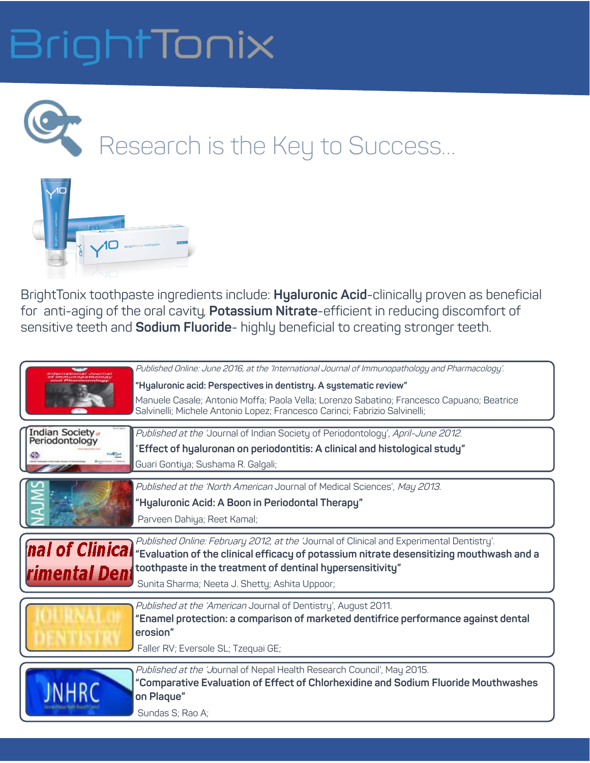# BrightTonix

## Research is the Key to Success...

BrightTonix toothpaste ingredients include: **Hyaluronic Acid**-clinically proven as beneficial for anti-aging of the oral cavity, **Potassium Nitrate**-efficient in reducing discomfort of sensitive teeth and **Sodium Fluoride**- highly beneficial to creating stronger teeth.

*Published Online: June 2016, at the 'International Journal of Immunopathology and Pharmacology'.*

**"Hyaluronic acid: Perspectives in dentistry. A systematic review"**

Manuele Casale; Antonio Moffa; Paola Vella; Lorenzo Sabatino; Francesco Capuano; Beatrice Salvinelli; Michele Antonio Lopez; Francesco Carinci; Fabrizio Salvinelli;

*Published at the* 'Journal of Indian Society of Periodontology', *April-June 2012.*

"**Effect of hyaluronan on periodontitis: A clinical and histological study"**

Guari Gontiya; Sushama R. Galgali;

*Published at the 'North American* Journal of Medical Sciences', *May 2013.*

**"Hyaluronic Acid: A Boon in Periodontal Therapy"**

Parveen Dahiya; Reet Kamal;

*Published Online: February 2012, at the* 'Journal of Clinical and Experimental Dentistry'.

**"Evaluation of the clinical efficacy of potassium nitrate desensitizing mouthwash and a toothpaste in the treatment of dentinal hypersensitivity"**

Sunita Sharma; Neeta J. Shetty; Ashita Uppoor;

*Published at the 'American* Journal of Dentistry', August 2011.

**"Enamel protection: a comparison of marketed dentifrice performance against dental erosion"**

Faller RV; Eversole SL; Tzequai GE;

*Published at the '*Journal of Nepal Health Research Council', May 2015.

**"Comparative Evaluation of Effect of Chlorhexidine and Sodium Fluoride Mouthwashes on Plaque"**

Sundas S; Rao A;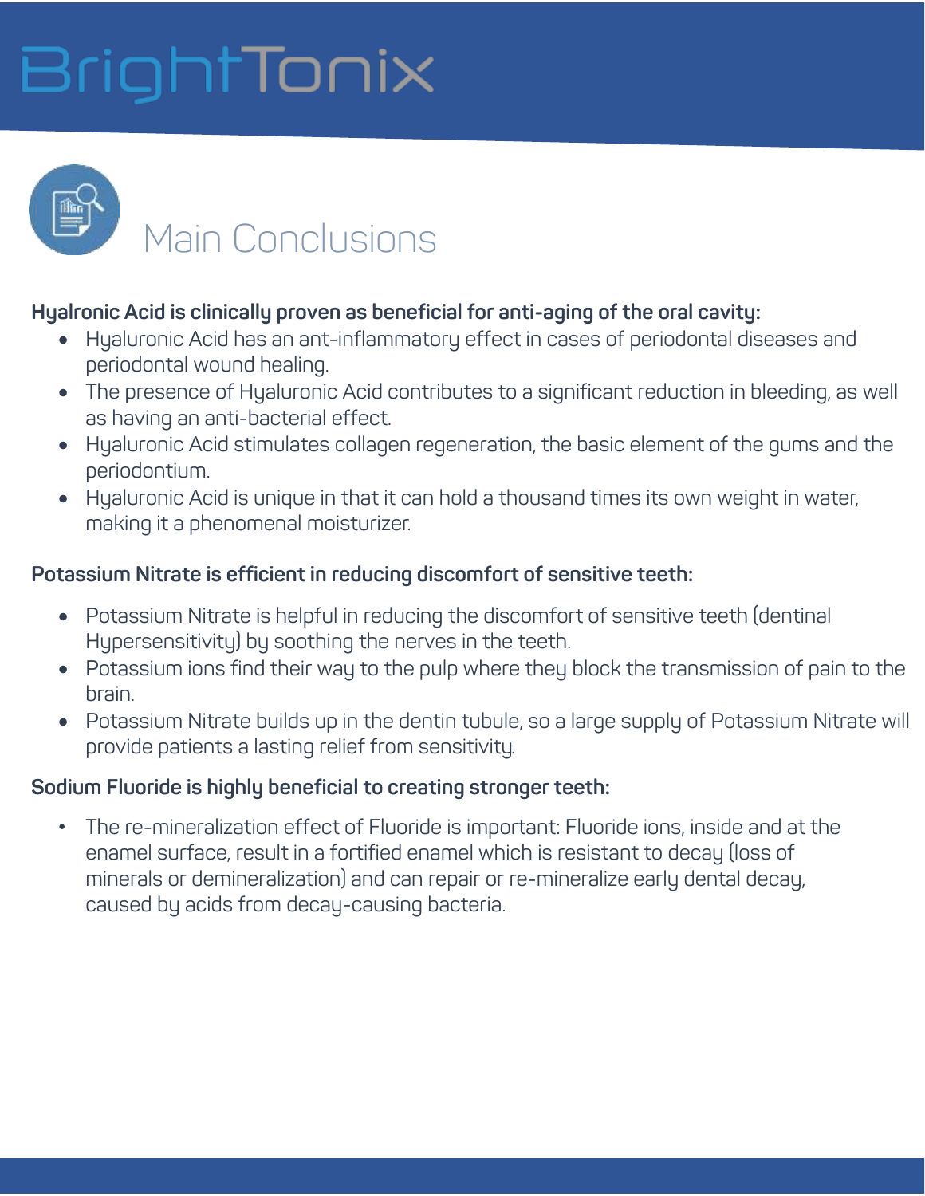# BrightTonix

## Main Conclusions

**Hyalronic Acid is clinically proven as beneficial for anti-aging of the oral cavity:**

- Hyaluronic Acid has an ant-inflammatory effect in cases of periodontal diseases and periodontal wound healing.
- The presence of Hyaluronic Acid contributes to a significant reduction in bleeding, as well as having an anti-bacterial effect.
- Hyaluronic Acid stimulates collagen regeneration, the basic element of the gums and the periodontium.
- Hyaluronic Acid is unique in that it can hold a thousand times its own weight in water, making it a phenomenal moisturizer.

**Potassium Nitrate is efficient in reducing discomfort of sensitive teeth:**

- Potassium Nitrate is helpful in reducing the discomfort of sensitive teeth (dentinal Hypersensitivity) by soothing the nerves in the teeth.
- Potassium ions find their way to the pulp where they block the transmission of pain to the brain.
- Potassium Nitrate builds up in the dentin tubule, so a large supply of Potassium Nitrate will provide patients a lasting relief from sensitivity.

**Sodium Fluoride is highly beneficial to creating stronger teeth:**

- The re-mineralization effect of Fluoride is important: Fluoride ions, inside and at the enamel surface, result in a fortified enamel which is resistant to decay (loss of minerals or demineralization) and can repair or re-mineralize early dental decay, caused by acids from decay-causing bacteria.